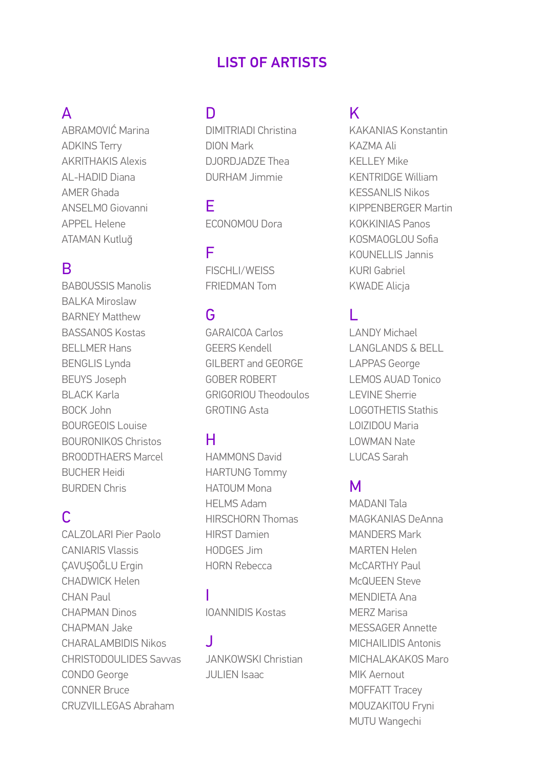# LIST OF ARTISTS

## A

ABRAMOVIĆ Marina
ADKINS Terry
AKRITHAKIS Alexis
AL-HADID Diana
AMER Ghada
ANSELMO Giovanni
APPEL Helene
ATAMAN Kutluğ

## B

BABOUSSIS Manolis
BALKA Miroslaw
BARNEY Matthew
BASSANOS Kostas
BELLMER Hans
BENGLIS Lynda
BEUYS Joseph
BLACK Karla
BOCK John
BOURGEOIS Louise
BOURONIKOS Christos
BROODTHAERS Marcel
BUCHER Heidi
BURDEN Chris

## C

CALZOLARI Pier Paolo
CANIARIS Vlassis
ÇAVUŞOĞLU Ergin
CHADWICK Helen
CHAN Paul
CHAPMAN Dinos
CHAPMAN Jake
CHARALAMBIDIS Nikos
CHRISTODOULIDES Savvas
CONDO George
CONNER Bruce
CRUZVILLEGAS Abraham

## D

DIMITRIADI Christina
DION Mark
DJORDJADZE Thea
DURHAM Jimmie

## E

ECONOMOU Dora

## F

FISCHLI/WEISS
FRIEDMAN Tom

## G

GARAICOA Carlos
GEERS Kendell
GILBERT and GEORGE
GOBER ROBERT
GRIGORIOU Theodoulos
GROTING Asta

## H

HAMMONS David
HARTUNG Tommy
HATOUM Mona
HELMS Adam
HIRSCHORN Thomas
HIRST Damien
HODGES Jim
HORN Rebecca

## I

IOANNIDIS Kostas

## J

JANKOWSKI Christian
JULIEN Isaac

## K

KAKANIAS Konstantin
KAZMA Ali
KELLEY Mike
KENTRIDGE William
KESSANLIS Nikos
KIPPENBERGER Martin
KOKKINIAS Panos
KOSMAOGLOU Sofia
KOUNELLIS Jannis
KURI Gabriel
KWADE Alicja

## L

LANDY Michael
LANGLANDS & BELL
LAPPAS George
LEMOS AUAD Tonico
LEVINE Sherrie
LOGOTHETIS Stathis
LOIZIDOU Maria
LOWMAN Nate
LUCAS Sarah

## M

MADANI Tala
MAGKANIAS DeAnna
MANDERS Mark
MARTEN Helen
McCARTHY Paul
McQUEEN Steve
MENDIETA Ana
MERZ Marisa
MESSAGER Annette
MICHAILIDIS Antonis
MICHALAKAKOS Maro
MIK Aernout
MOFFATT Tracey
MOUZAKITOU Fryni
MUTU Wangechi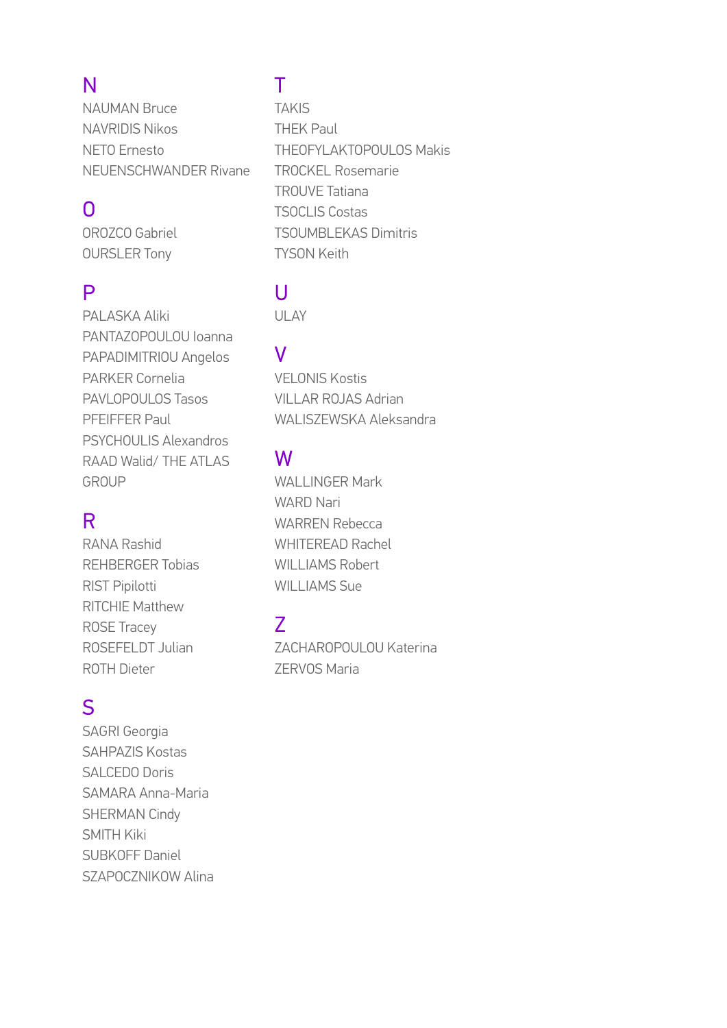## N

NAUMAN Bruce
NAVRIDIS Nikos
NETO Ernesto
NEUENSCHWANDER Rivane

## O

OROZCO Gabriel
OURSLER Tony

## P

PALASKA Aliki
PANTAZOPOULOU Ioanna
PAPADIMITRIOU Angelos
PARKER Cornelia
PAVLOPOULOS Tasos
PFEIFFER Paul
PSYCHOULIS Alexandros
RAAD Walid/ THE ATLAS GROUP

## R

RANA Rashid
REHBERGER Tobias
RIST Pipilotti
RITCHIE Matthew
ROSE Tracey
ROSEFELDT Julian
ROTH Dieter

## S

SAGRI Georgia
SAHPAZIS Kostas
SALCEDO Doris
SAMARA Anna-Maria
SHERMAN Cindy
SMITH Kiki
SUBKOFF Daniel
SZAPOCZNIKOW Alina

## T

TAKIS
THEK Paul
THEOFYLAKTOPOULOS Makis
TROCKEL Rosemarie
TROUVE Tatiana
TSOCLIS Costas
TSOUMBLEKAS Dimitris
TYSON Keith

## U

ULAY

## V

VELONIS Kostis
VILLAR ROJAS Adrian
WALISZEWSKA Aleksandra

## W

WALLINGER Mark
WARD Nari
WARREN Rebecca
WHITEREAD Rachel
WILLIAMS Robert
WILLIAMS Sue

## Z

ZACHAROPOULOU Katerina
ZERVOS Maria